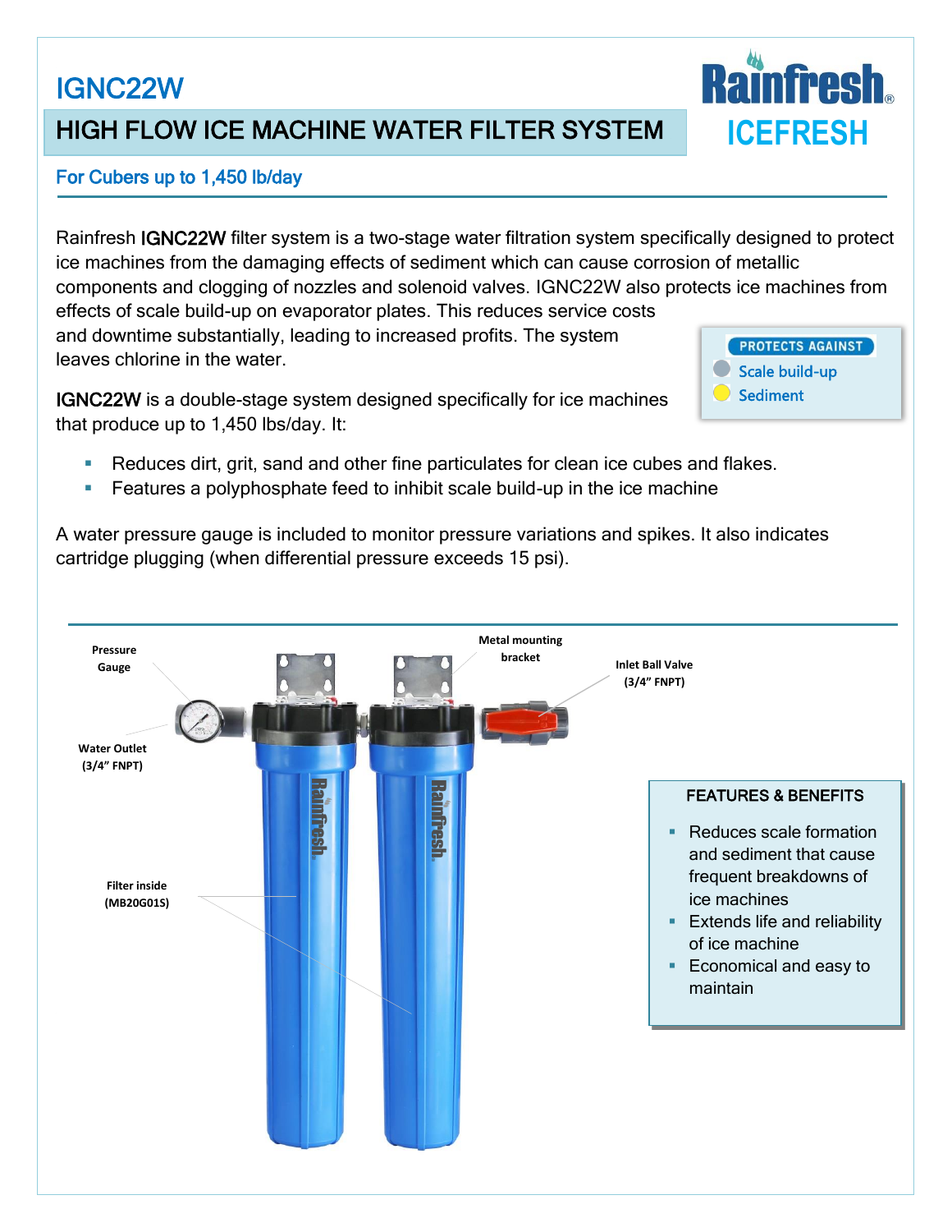# IGNC22W

Rainfresh
ICEFRESH

## HIGH FLOW ICE MACHINE WATER FILTER SYSTEM

### For Cubers up to 1,450 lb/day

Rainfresh **IGNC22W** filter system is a two-stage water filtration system specifically designed to protect ice machines from the damaging effects of sediment which can cause corrosion of metallic components and clogging of nozzles and solenoid valves. IGNC22W also protects ice machines from effects of scale build-up on evaporator plates. This reduces service costs and downtime substantially, leading to increased profits. The system leaves chlorine in the water.

**PROTECTS AGAINST**

- Scale build-up
- Sediment

**IGNC22W** is a double-stage system designed specifically for ice machines that produce up to 1,450 lbs/day. It:

- Reduces dirt, grit, sand and other fine particulates for clean ice cubes and flakes.
- Features a polyphosphate feed to inhibit scale build-up in the ice machine

A water pressure gauge is included to monitor pressure variations and spikes. It also indicates cartridge plugging (when differential pressure exceeds 15 psi).

Pressure Gauge

Water Outlet (3/4" FNPT)

Filter inside (MB20G01S)

Metal mounting bracket

Inlet Ball Valve (3/4" FNPT)

**FEATURES & BENEFITS**

- Reduces scale formation and sediment that cause frequent breakdowns of ice machines
- Extends life and reliability of ice machine
- Economical and easy to maintain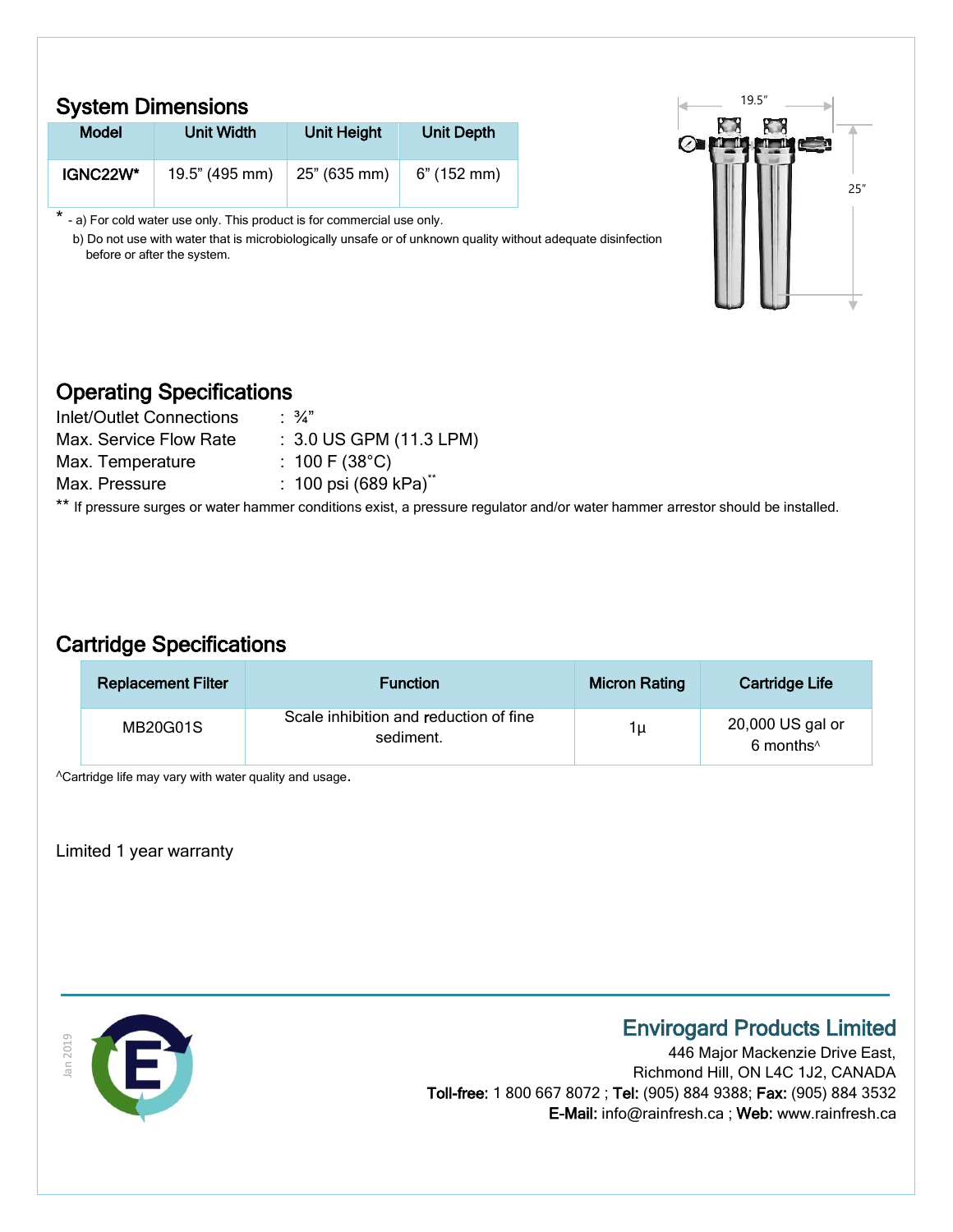## System Dimensions

| Model | Unit Width | Unit Height | Unit Depth |
|---|---|---|---|
| IGNC22W* | 19.5" (495 mm) | 25" (635 mm) | 6" (152 mm) |

\* - a) For cold water use only. This product is for commercial use only.
b) Do not use with water that is microbiologically unsafe or of unknown quality without adequate disinfection before or after the system.

19.5"

25"

## Operating Specifications

Inlet/Outlet Connections : ¾"
Max. Service Flow Rate : 3.0 US GPM (11.3 LPM)
Max. Temperature : 100 F (38°C)
Max. Pressure : 100 psi (689 kPa)**

** If pressure surges or water hammer conditions exist, a pressure regulator and/or water hammer arrestor should be installed.

## Cartridge Specifications

| Replacement Filter | Function | Micron Rating | Cartridge Life |
|---|---|---|---|
| MB20G01S | Scale inhibition and reduction of fine sediment. | 1µ | 20,000 US gal or 6 months^ |

^Cartridge life may vary with water quality and usage.

Limited 1 year warranty

Jan 2019

**Envirogard Products Limited**
446 Major Mackenzie Drive East,
Richmond Hill, ON L4C 1J2, CANADA
**Toll-free:** 1 800 667 8072 ; **Tel:** (905) 884 9388; **Fax:** (905) 884 3532
**E-Mail:** info@rainfresh.ca ; **Web:** www.rainfresh.ca